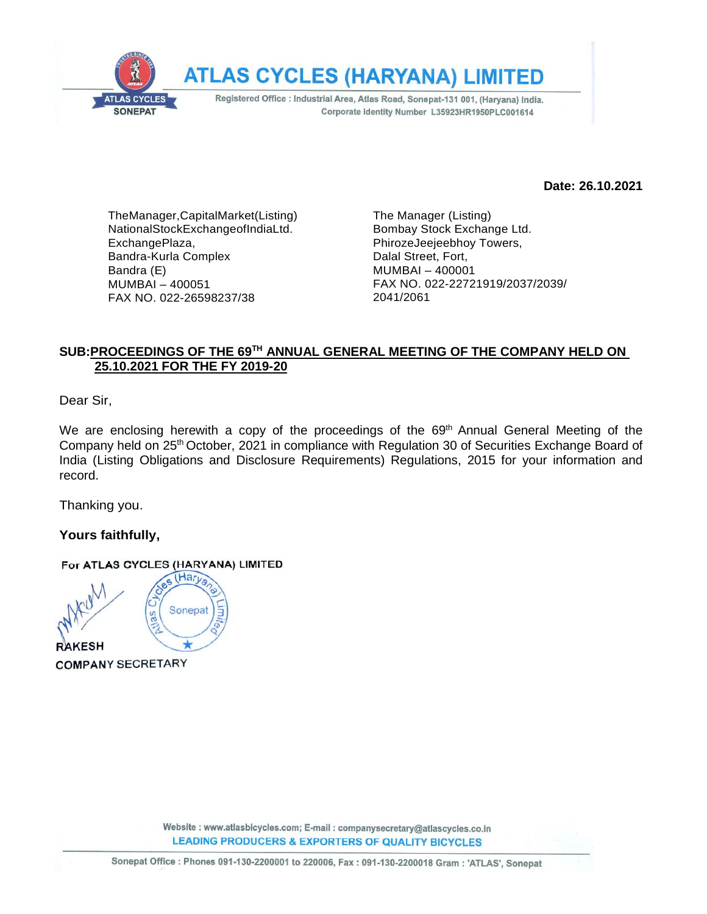# ATLAS CYCLES (HARYANA) LIMITED

Registered Office : Industrial Area, Atlas Road, Sonepat-131 001, (Haryana) India.
Corporate Identity Number L35923HR1950PLC001614

**Date: 26.10.2021**

TheManager,CapitalMarket(Listing)
NationalStockExchangeofIndiaLtd.
ExchangePlaza,
Bandra-Kurla Complex
Bandra (E)
MUMBAI – 400051
FAX NO. 022-26598237/38

The Manager (Listing)
Bombay Stock Exchange Ltd.
PhirozeJeejeebhoy Towers,
Dalal Street, Fort,
MUMBAI – 400001
FAX NO. 022-22721919/2037/2039/
2041/2061

**SUB:PROCEEDINGS OF THE 69TH ANNUAL GENERAL MEETING OF THE COMPANY HELD ON 25.10.2021 FOR THE FY 2019-20**

Dear Sir,

We are enclosing herewith a copy of the proceedings of the 69th Annual General Meeting of the Company held on 25th October, 2021 in compliance with Regulation 30 of Securities Exchange Board of India (Listing Obligations and Disclosure Requirements) Regulations, 2015 for your information and record.

Thanking you.

**Yours faithfully,**

For ATLAS CYCLES (HARYANA) LIMITED

RAKESH
COMPANY SECRETARY

Website : www.atlasbicycles.com; E-mail : companysecretary@atlascycles.co.in
LEADING PRODUCERS & EXPORTERS OF QUALITY BICYCLES

Sonepat Office : Phones 091-130-2200001 to 220006, Fax : 091-130-2200018 Gram : 'ATLAS', Sonepat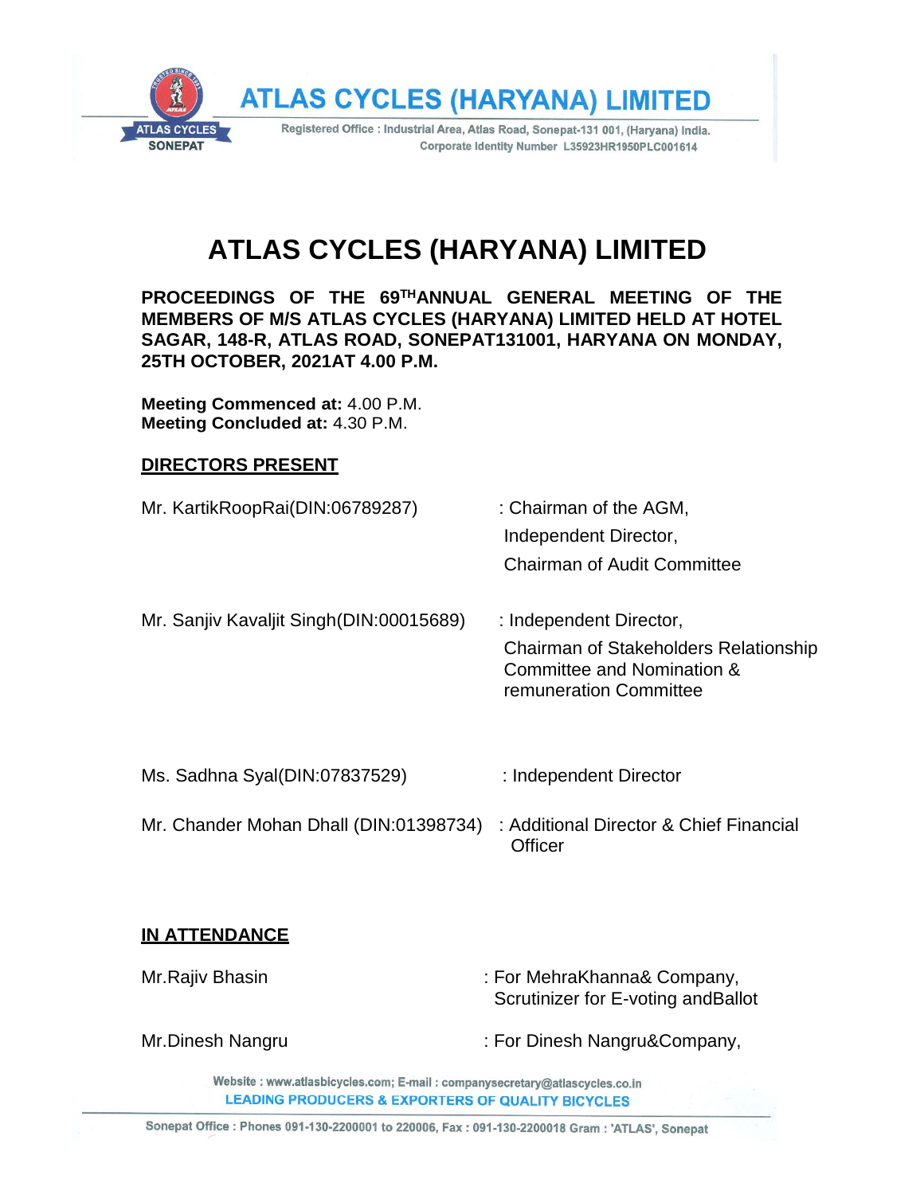# ATLAS CYCLES (HARYANA) LIMITED

**PROCEEDINGS OF THE 69TH ANNUAL GENERAL MEETING OF THE MEMBERS OF M/S ATLAS CYCLES (HARYANA) LIMITED HELD AT HOTEL SAGAR, 148-R, ATLAS ROAD, SONEPAT131001, HARYANA ON MONDAY, 25TH OCTOBER, 2021AT 4.00 P.M.**

**Meeting Commenced at:** 4.00 P.M.
**Meeting Concluded at:** 4.30 P.M.

**DIRECTORS PRESENT**

| | |
|---|---|
| Mr. KartikRoopRai(DIN:06789287) | : Chairman of the AGM, Independent Director, Chairman of Audit Committee |
| Mr. Sanjiv Kavaljit Singh(DIN:00015689) | : Independent Director, Chairman of Stakeholders Relationship Committee and Nomination & remuneration Committee |
| Ms. Sadhna Syal(DIN:07837529) | : Independent Director |
| Mr. Chander Mohan Dhall (DIN:01398734) | : Additional Director & Chief Financial Officer |

**IN ATTENDANCE**

| | |
|---|---|
| Mr.Rajiv Bhasin | : For MehraKhanna& Company, Scrutinizer for E-voting andBallot |
| Mr.Dinesh Nangru | : For Dinesh Nangru&Company, |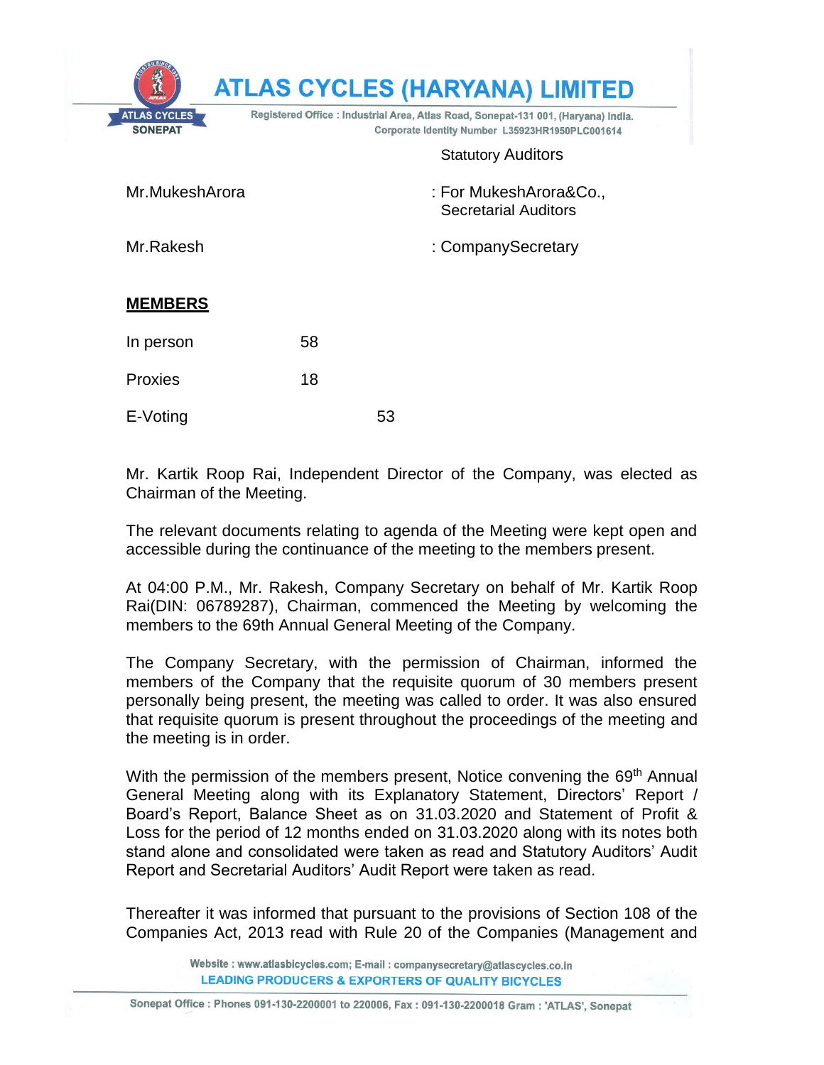Statutory Auditors

| | |
|---|---|
| Mr.MukeshArora | : For MukeshArora&Co., Secretarial Auditors |
| Mr.Rakesh | : CompanySecretary |

**MEMBERS**

| | | |
|---|---|---|
| In person | 58 | |
| Proxies | 18 | |
| E-Voting | | 53 |

Mr. Kartik Roop Rai, Independent Director of the Company, was elected as Chairman of the Meeting.

The relevant documents relating to agenda of the Meeting were kept open and accessible during the continuance of the meeting to the members present.

At 04:00 P.M., Mr. Rakesh, Company Secretary on behalf of Mr. Kartik Roop Rai(DIN: 06789287), Chairman, commenced the Meeting by welcoming the members to the 69th Annual General Meeting of the Company.

The Company Secretary, with the permission of Chairman, informed the members of the Company that the requisite quorum of 30 members present personally being present, the meeting was called to order. It was also ensured that requisite quorum is present throughout the proceedings of the meeting and the meeting is in order.

With the permission of the members present, Notice convening the 69th Annual General Meeting along with its Explanatory Statement, Directors' Report / Board's Report, Balance Sheet as on 31.03.2020 and Statement of Profit & Loss for the period of 12 months ended on 31.03.2020 along with its notes both stand alone and consolidated were taken as read and Statutory Auditors' Audit Report and Secretarial Auditors' Audit Report were taken as read.

Thereafter it was informed that pursuant to the provisions of Section 108 of the Companies Act, 2013 read with Rule 20 of the Companies (Management and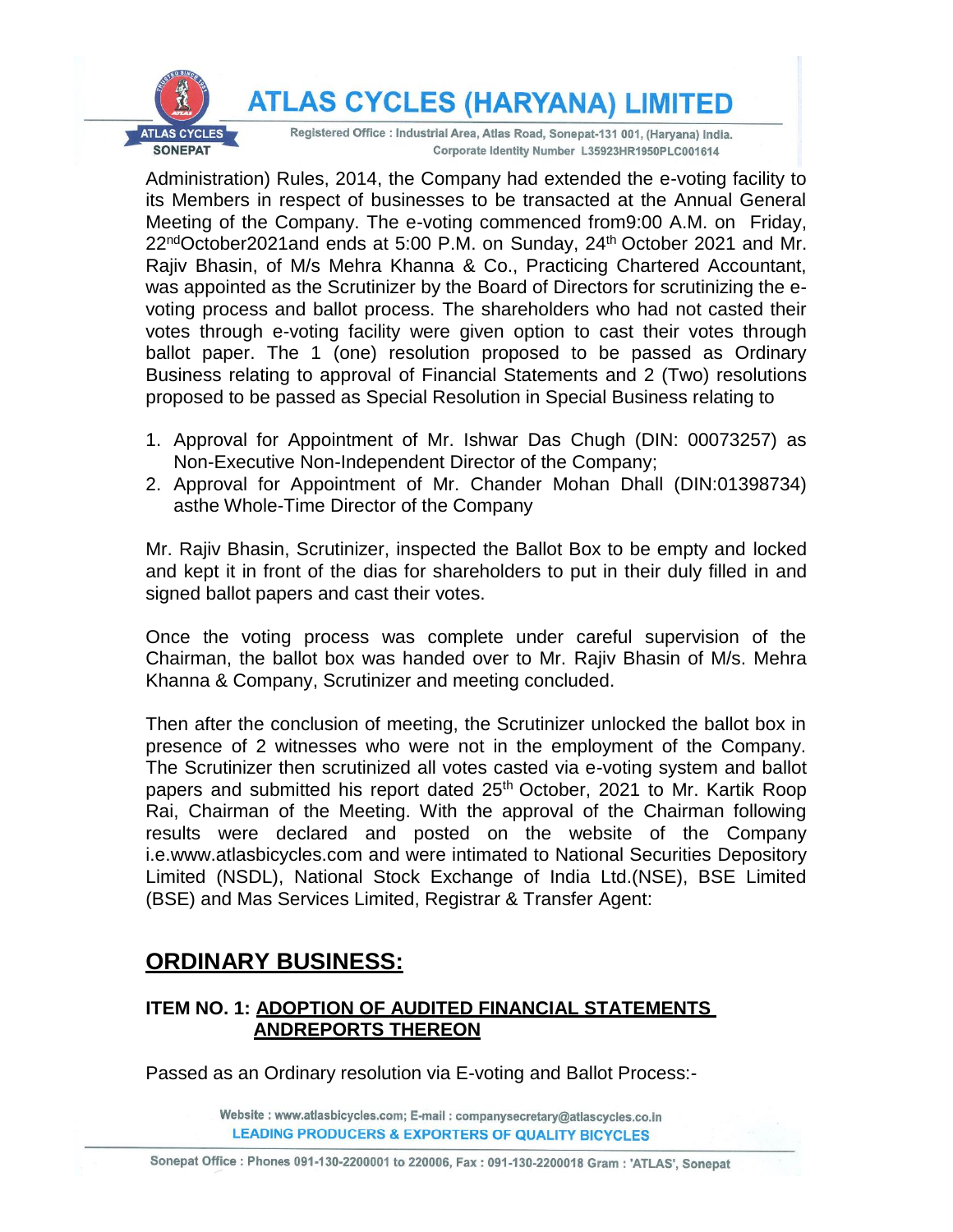Administration) Rules, 2014, the Company had extended the e-voting facility to its Members in respect of businesses to be transacted at the Annual General Meeting of the Company. The e-voting commenced from9:00 A.M. on Friday, 22ndOctober2021and ends at 5:00 P.M. on Sunday, 24th October 2021 and Mr. Rajiv Bhasin, of M/s Mehra Khanna & Co., Practicing Chartered Accountant, was appointed as the Scrutinizer by the Board of Directors for scrutinizing the e-voting process and ballot process. The shareholders who had not casted their votes through e-voting facility were given option to cast their votes through ballot paper. The 1 (one) resolution proposed to be passed as Ordinary Business relating to approval of Financial Statements and 2 (Two) resolutions proposed to be passed as Special Resolution in Special Business relating to

1. Approval for Appointment of Mr. Ishwar Das Chugh (DIN: 00073257) as Non-Executive Non-Independent Director of the Company;
2. Approval for Appointment of Mr. Chander Mohan Dhall (DIN:01398734) asthe Whole-Time Director of the Company

Mr. Rajiv Bhasin, Scrutinizer, inspected the Ballot Box to be empty and locked and kept it in front of the dias for shareholders to put in their duly filled in and signed ballot papers and cast their votes.

Once the voting process was complete under careful supervision of the Chairman, the ballot box was handed over to Mr. Rajiv Bhasin of M/s. Mehra Khanna & Company, Scrutinizer and meeting concluded.

Then after the conclusion of meeting, the Scrutinizer unlocked the ballot box in presence of 2 witnesses who were not in the employment of the Company. The Scrutinizer then scrutinized all votes casted via e-voting system and ballot papers and submitted his report dated 25th October, 2021 to Mr. Kartik Roop Rai, Chairman of the Meeting. With the approval of the Chairman following results were declared and posted on the website of the Company i.e.www.atlasbicycles.com and were intimated to National Securities Depository Limited (NSDL), National Stock Exchange of India Ltd.(NSE), BSE Limited (BSE) and Mas Services Limited, Registrar & Transfer Agent:

## ORDINARY BUSINESS:

### ITEM NO. 1: ADOPTION OF AUDITED FINANCIAL STATEMENTS ANDREPORTS THEREON

Passed as an Ordinary resolution via E-voting and Ballot Process:-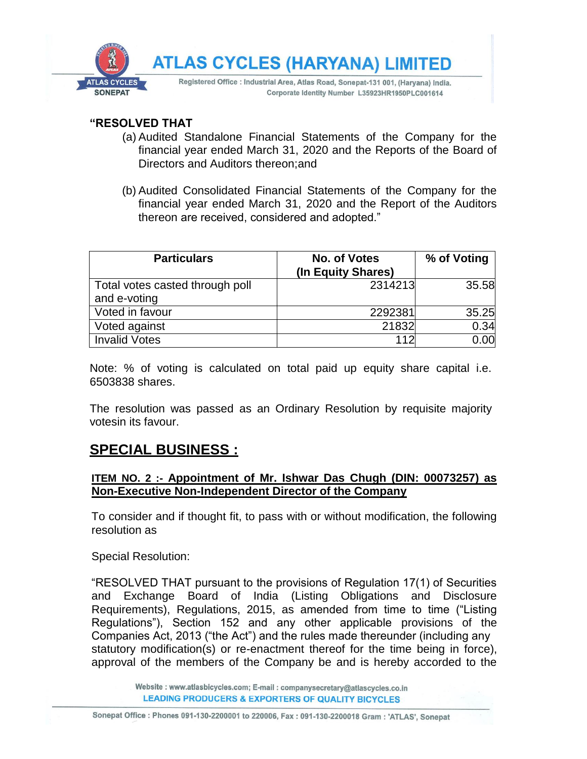**"RESOLVED THAT**

(a) Audited Standalone Financial Statements of the Company for the financial year ended March 31, 2020 and the Reports of the Board of Directors and Auditors thereon;and

(b) Audited Consolidated Financial Statements of the Company for the financial year ended March 31, 2020 and the Report of the Auditors thereon are received, considered and adopted."

| Particulars | No. of Votes (In Equity Shares) | % of Voting |
|---|---|---|
| Total votes casted through poll and e-voting | 2314213 | 35.58 |
| Voted in favour | 2292381 | 35.25 |
| Voted against | 21832 | 0.34 |
| Invalid Votes | 112 | 0.00 |

Note: % of voting is calculated on total paid up equity share capital i.e. 6503838 shares.

The resolution was passed as an Ordinary Resolution by requisite majority votesin its favour.

## SPECIAL BUSINESS :

**ITEM NO. 2 :- Appointment of Mr. Ishwar Das Chugh (DIN: 00073257) as Non-Executive Non-Independent Director of the Company**

To consider and if thought fit, to pass with or without modification, the following resolution as

Special Resolution:

"RESOLVED THAT pursuant to the provisions of Regulation 17(1) of Securities and Exchange Board of India (Listing Obligations and Disclosure Requirements), Regulations, 2015, as amended from time to time ("Listing Regulations"), Section 152 and any other applicable provisions of the Companies Act, 2013 ("the Act") and the rules made thereunder (including any statutory modification(s) or re-enactment thereof for the time being in force), approval of the members of the Company be and is hereby accorded to the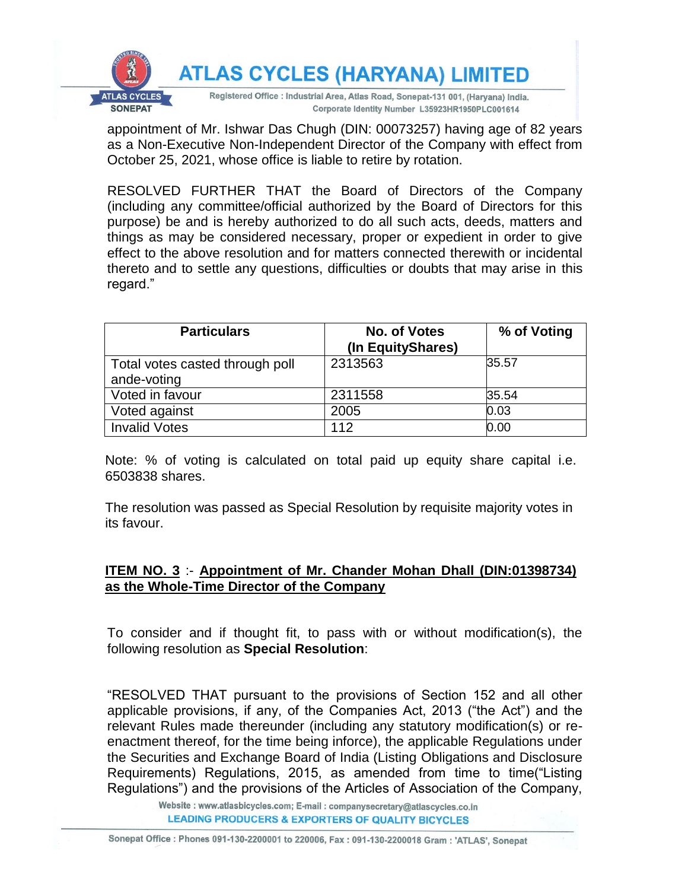appointment of Mr. Ishwar Das Chugh (DIN: 00073257) having age of 82 years as a Non-Executive Non-Independent Director of the Company with effect from October 25, 2021, whose office is liable to retire by rotation.

RESOLVED FURTHER THAT the Board of Directors of the Company (including any committee/official authorized by the Board of Directors for this purpose) be and is hereby authorized to do all such acts, deeds, matters and things as may be considered necessary, proper or expedient in order to give effect to the above resolution and for matters connected therewith or incidental thereto and to settle any questions, difficulties or doubts that may arise in this regard."

| Particulars | No. of Votes (In EquityShares) | % of Voting |
|---|---|---|
| Total votes casted through poll ande-voting | 2313563 | 35.57 |
| Voted in favour | 2311558 | 35.54 |
| Voted against | 2005 | 0.03 |
| Invalid Votes | 112 | 0.00 |

Note: % of voting is calculated on total paid up equity share capital i.e. 6503838 shares.

The resolution was passed as Special Resolution by requisite majority votes in its favour.

**ITEM NO. 3** :- **Appointment of Mr. Chander Mohan Dhall (DIN:01398734) as the Whole-Time Director of the Company**

To consider and if thought fit, to pass with or without modification(s), the following resolution as **Special Resolution**:

"RESOLVED THAT pursuant to the provisions of Section 152 and all other applicable provisions, if any, of the Companies Act, 2013 ("the Act") and the relevant Rules made thereunder (including any statutory modification(s) or re-enactment thereof, for the time being inforce), the applicable Regulations under the Securities and Exchange Board of India (Listing Obligations and Disclosure Requirements) Regulations, 2015, as amended from time to time("Listing Regulations") and the provisions of the Articles of Association of the Company,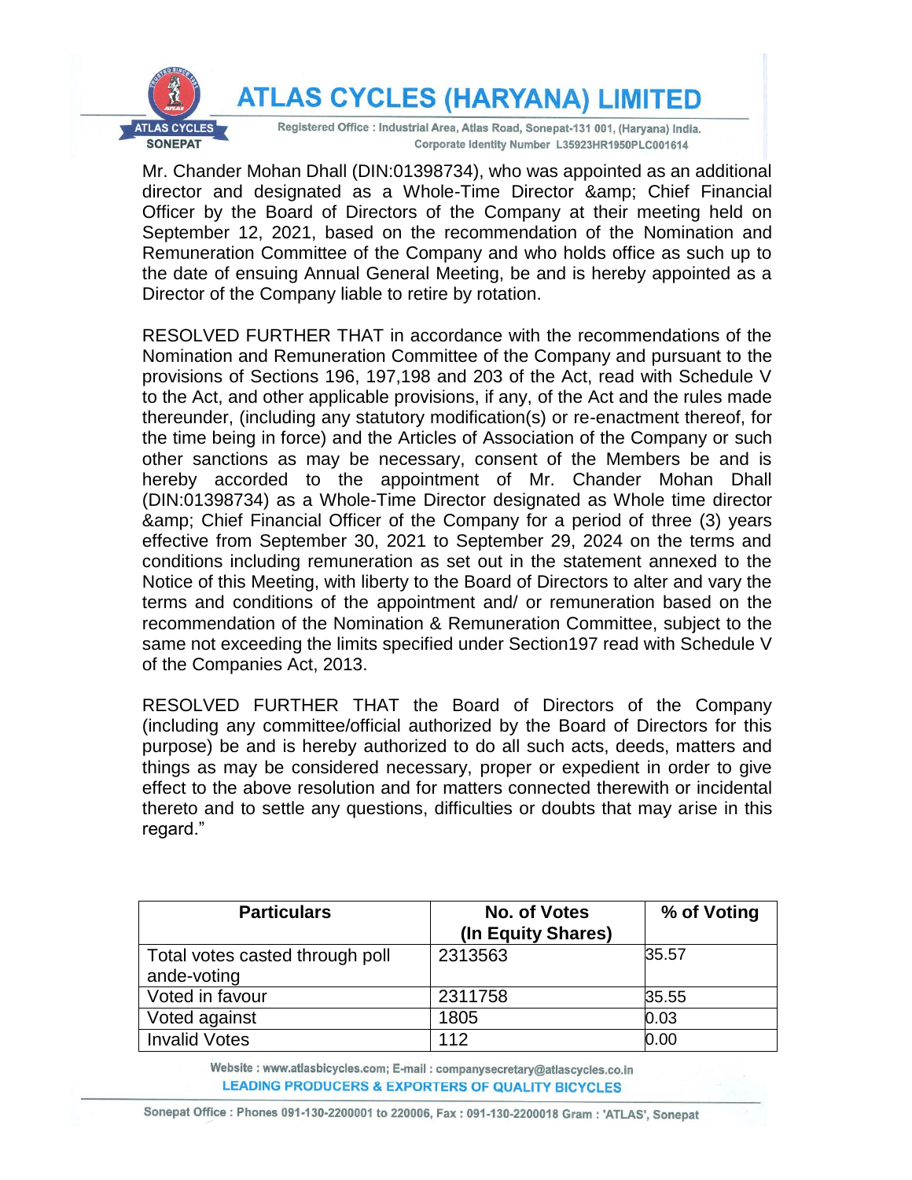Mr. Chander Mohan Dhall (DIN:01398734), who was appointed as an additional director and designated as a Whole-Time Director &amp; Chief Financial Officer by the Board of Directors of the Company at their meeting held on September 12, 2021, based on the recommendation of the Nomination and Remuneration Committee of the Company and who holds office as such up to the date of ensuing Annual General Meeting, be and is hereby appointed as a Director of the Company liable to retire by rotation.

RESOLVED FURTHER THAT in accordance with the recommendations of the Nomination and Remuneration Committee of the Company and pursuant to the provisions of Sections 196, 197,198 and 203 of the Act, read with Schedule V to the Act, and other applicable provisions, if any, of the Act and the rules made thereunder, (including any statutory modification(s) or re-enactment thereof, for the time being in force) and the Articles of Association of the Company or such other sanctions as may be necessary, consent of the Members be and is hereby accorded to the appointment of Mr. Chander Mohan Dhall (DIN:01398734) as a Whole-Time Director designated as Whole time director &amp; Chief Financial Officer of the Company for a period of three (3) years effective from September 30, 2021 to September 29, 2024 on the terms and conditions including remuneration as set out in the statement annexed to the Notice of this Meeting, with liberty to the Board of Directors to alter and vary the terms and conditions of the appointment and/ or remuneration based on the recommendation of the Nomination & Remuneration Committee, subject to the same not exceeding the limits specified under Section197 read with Schedule V of the Companies Act, 2013.

RESOLVED FURTHER THAT the Board of Directors of the Company (including any committee/official authorized by the Board of Directors for this purpose) be and is hereby authorized to do all such acts, deeds, matters and things as may be considered necessary, proper or expedient in order to give effect to the above resolution and for matters connected therewith or incidental thereto and to settle any questions, difficulties or doubts that may arise in this regard."

| Particulars | No. of Votes (In Equity Shares) | % of Voting |
|---|---|---|
| Total votes casted through poll ande-voting | 2313563 | 35.57 |
| Voted in favour | 2311758 | 35.55 |
| Voted against | 1805 | 0.03 |
| Invalid Votes | 112 | 0.00 |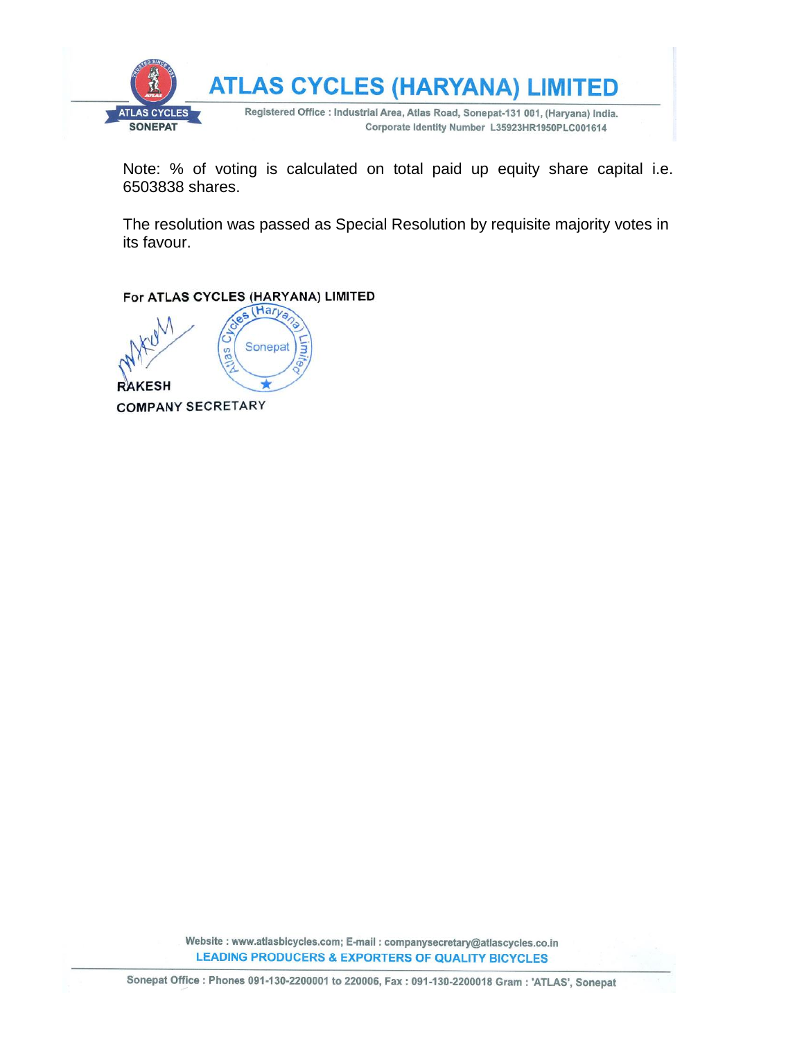Note: % of voting is calculated on total paid up equity share capital i.e. 6503838 shares.

The resolution was passed as Special Resolution by requisite majority votes in its favour.

For ATLAS CYCLES (HARYANA) LIMITED

RAKESH
COMPANY SECRETARY